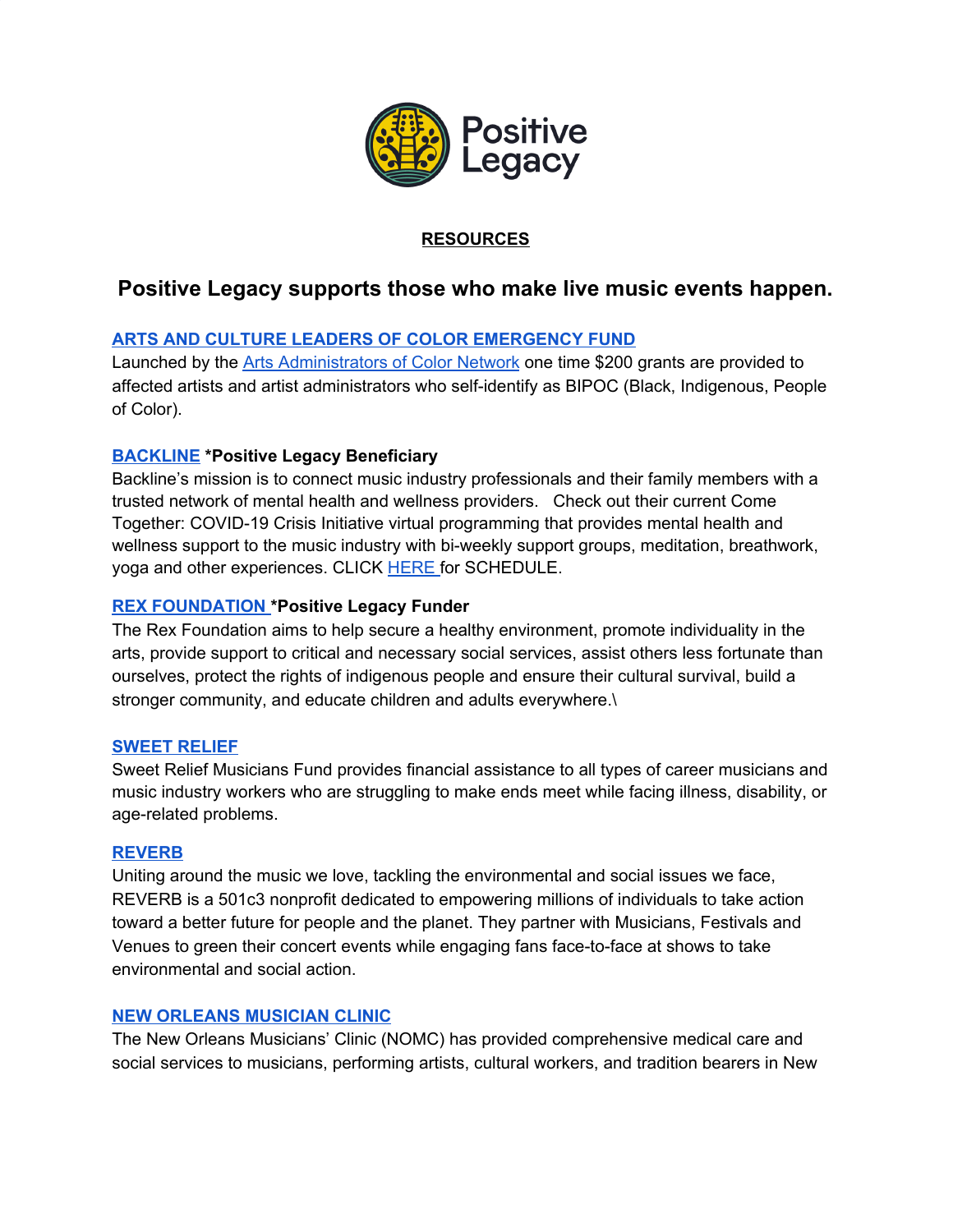Positive Legacy

**RESOURCES**

## Positive Legacy supports those who make live music events happen.

**ARTS AND CULTURE LEADERS OF COLOR EMERGENCY FUND**
Launched by the Arts Administrators of Color Network one time $200 grants are provided to affected artists and artist administrators who self-identify as BIPOC (Black, Indigenous, People of Color).

**BACKLINE** ***Positive Legacy Beneficiary**
Backline's mission is to connect music industry professionals and their family members with a trusted network of mental health and wellness providers. Check out their current Come Together: COVID-19 Crisis Initiative virtual programming that provides mental health and wellness support to the music industry with bi-weekly support groups, meditation, breathwork, yoga and other experiences. CLICK HERE for SCHEDULE.

**REX FOUNDATION** ***Positive Legacy Funder**
The Rex Foundation aims to help secure a healthy environment, promote individuality in the arts, provide support to critical and necessary social services, assist others less fortunate than ourselves, protect the rights of indigenous people and ensure their cultural survival, build a stronger community, and educate children and adults everywhere.\

**SWEET RELIEF**
Sweet Relief Musicians Fund provides financial assistance to all types of career musicians and music industry workers who are struggling to make ends meet while facing illness, disability, or age-related problems.

**REVERB**
Uniting around the music we love, tackling the environmental and social issues we face, REVERB is a 501c3 nonprofit dedicated to empowering millions of individuals to take action toward a better future for people and the planet. They partner with Musicians, Festivals and Venues to green their concert events while engaging fans face-to-face at shows to take environmental and social action.

**NEW ORLEANS MUSICIAN CLINIC**
The New Orleans Musicians' Clinic (NOMC) has provided comprehensive medical care and social services to musicians, performing artists, cultural workers, and tradition bearers in New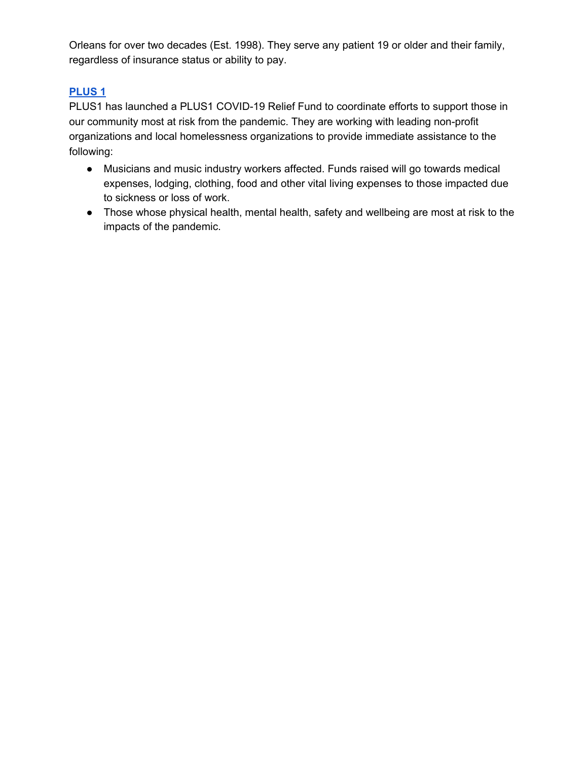Orleans for over two decades (Est. 1998). They serve any patient 19 or older and their family, regardless of insurance status or ability to pay.

### **PLUS 1**

PLUS1 has launched a PLUS1 COVID-19 Relief Fund to coordinate efforts to support those in our community most at risk from the pandemic. They are working with leading non-profit organizations and local homelessness organizations to provide immediate assistance to the following:

- Musicians and music industry workers affected. Funds raised will go towards medical expenses, lodging, clothing, food and other vital living expenses to those impacted due to sickness or loss of work.
- Those whose physical health, mental health, safety and wellbeing are most at risk to the impacts of the pandemic.